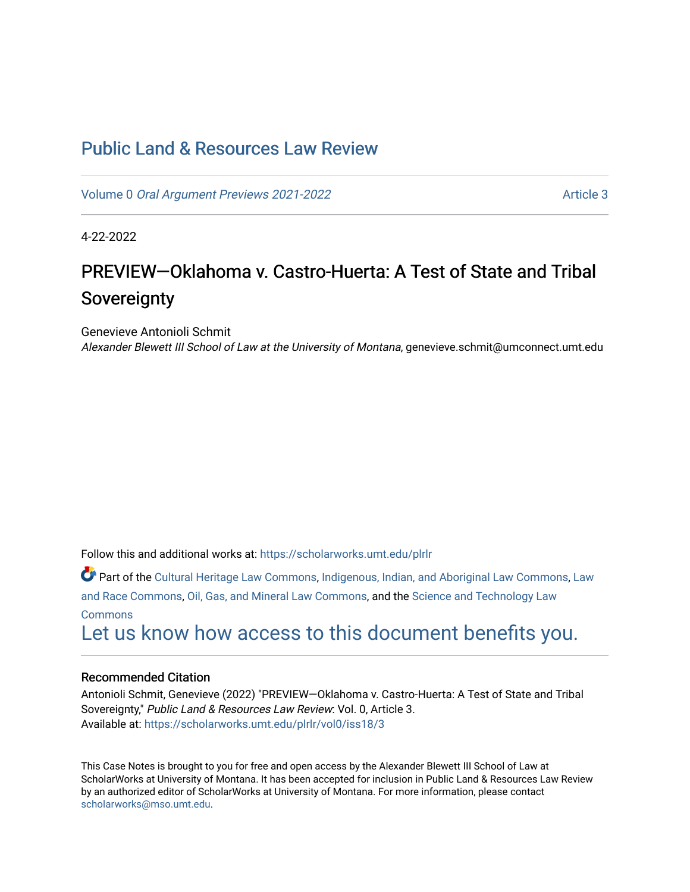# Public Land & Resources Law Review

Volume 0 *Oral Argument Previews 2021-2022* Article 3

4-22-2022

## PREVIEW—Oklahoma v. Castro-Huerta: A Test of State and Tribal Sovereignty

Genevieve Antonioli Schmit
*Alexander Blewett III School of Law at the University of Montana*, genevieve.schmit@umconnect.umt.edu

Follow this and additional works at: https://scholarworks.umt.edu/plrlr

Part of the Cultural Heritage Law Commons, Indigenous, Indian, and Aboriginal Law Commons, Law and Race Commons, Oil, Gas, and Mineral Law Commons, and the Science and Technology Law Commons

Let us know how access to this document benefits you.

### Recommended Citation

Antonioli Schmit, Genevieve (2022) "PREVIEW—Oklahoma v. Castro-Huerta: A Test of State and Tribal Sovereignty," *Public Land & Resources Law Review*: Vol. 0, Article 3.
Available at: https://scholarworks.umt.edu/plrlr/vol0/iss18/3

This Case Notes is brought to you for free and open access by the Alexander Blewett III School of Law at ScholarWorks at University of Montana. It has been accepted for inclusion in Public Land & Resources Law Review by an authorized editor of ScholarWorks at University of Montana. For more information, please contact scholarworks@mso.umt.edu.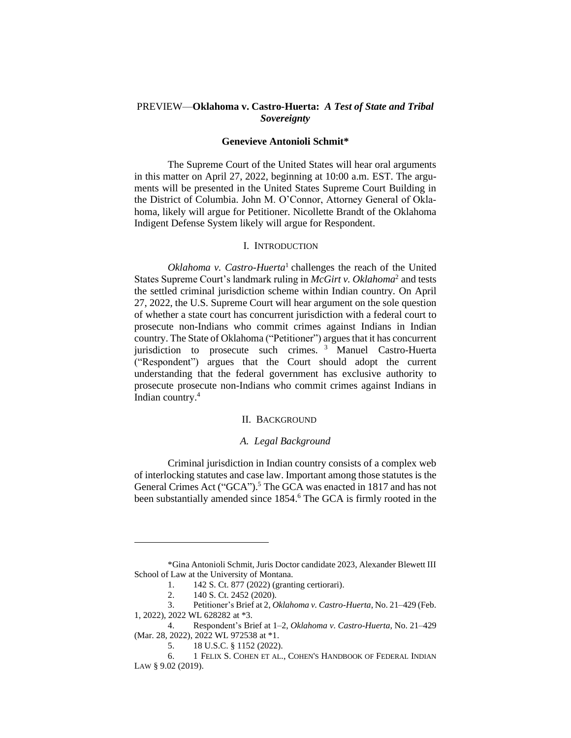# PREVIEW—**Oklahoma v. Castro-Huerta:** ***A Test of State and Tribal Sovereignty***

**Genevieve Antonioli Schmit***

The Supreme Court of the United States will hear oral arguments in this matter on April 27, 2022, beginning at 10:00 a.m. EST. The arguments will be presented in the United States Supreme Court Building in the District of Columbia. John M. O'Connor, Attorney General of Oklahoma, likely will argue for Petitioner. Nicollette Brandt of the Oklahoma Indigent Defense System likely will argue for Respondent.

## I. INTRODUCTION

*Oklahoma v. Castro-Huerta*[1] challenges the reach of the United States Supreme Court's landmark ruling in *McGirt v. Oklahoma*[2] and tests the settled criminal jurisdiction scheme within Indian country. On April 27, 2022, the U.S. Supreme Court will hear argument on the sole question of whether a state court has concurrent jurisdiction with a federal court to prosecute non-Indians who commit crimes against Indians in Indian country. The State of Oklahoma ("Petitioner") argues that it has concurrent jurisdiction to prosecute such crimes.[3] Manuel Castro-Huerta ("Respondent") argues that the Court should adopt the current understanding that the federal government has exclusive authority to prosecute prosecute non-Indians who commit crimes against Indians in Indian country.[4]

## II. BACKGROUND

### *A. Legal Background*

Criminal jurisdiction in Indian country consists of a complex web of interlocking statutes and case law. Important among those statutes is the General Crimes Act ("GCA").[5] The GCA was enacted in 1817 and has not been substantially amended since 1854.[6] The GCA is firmly rooted in the

---

*Gina Antonioli Schmit, Juris Doctor candidate 2023, Alexander Blewett III School of Law at the University of Montana.

1. 142 S. Ct. 877 (2022) (granting certiorari).
2. 140 S. Ct. 2452 (2020).
3. Petitioner's Brief at 2, *Oklahoma v. Castro-Huerta*, No. 21–429 (Feb. 1, 2022), 2022 WL 628282 at *3.
4. Respondent's Brief at 1–2, *Oklahoma v. Castro-Huerta*, No. 21–429 (Mar. 28, 2022), 2022 WL 972538 at *1.
5. 18 U.S.C. § 1152 (2022).
6. 1 FELIX S. COHEN ET AL., COHEN'S HANDBOOK OF FEDERAL INDIAN LAW § 9.02 (2019).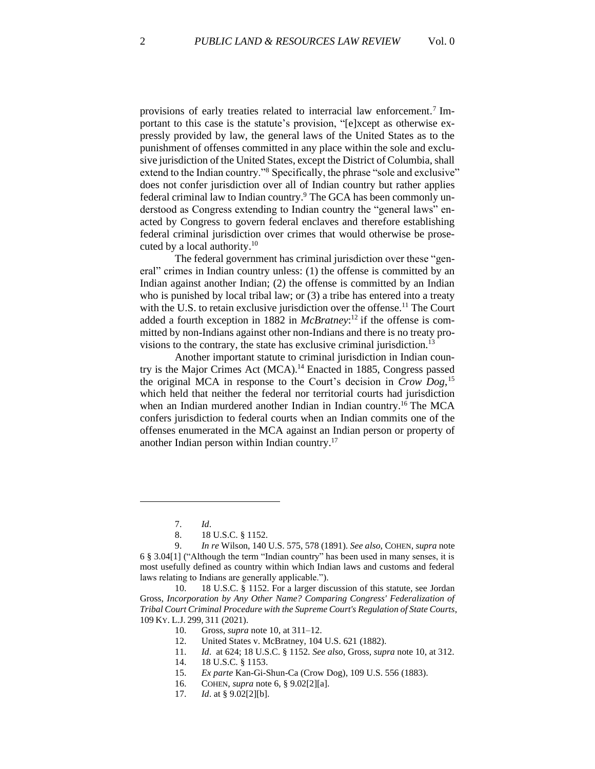provisions of early treaties related to interracial law enforcement.[7] Important to this case is the statute's provision, "[e]xcept as otherwise expressly provided by law, the general laws of the United States as to the punishment of offenses committed in any place within the sole and exclusive jurisdiction of the United States, except the District of Columbia, shall extend to the Indian country."[8] Specifically, the phrase "sole and exclusive" does not confer jurisdiction over all of Indian country but rather applies federal criminal law to Indian country.[9] The GCA has been commonly understood as Congress extending to Indian country the "general laws" enacted by Congress to govern federal enclaves and therefore establishing federal criminal jurisdiction over crimes that would otherwise be prosecuted by a local authority.[10]

The federal government has criminal jurisdiction over these "general" crimes in Indian country unless: (1) the offense is committed by an Indian against another Indian; (2) the offense is committed by an Indian who is punished by local tribal law; or (3) a tribe has entered into a treaty with the U.S. to retain exclusive jurisdiction over the offense.[11] The Court added a fourth exception in 1882 in *McBratney*:[12] if the offense is committed by non-Indians against other non-Indians and there is no treaty provisions to the contrary, the state has exclusive criminal jurisdiction.[13]

Another important statute to criminal jurisdiction in Indian country is the Major Crimes Act (MCA).[14] Enacted in 1885, Congress passed the original MCA in response to the Court's decision in *Crow Dog*,[15] which held that neither the federal nor territorial courts had jurisdiction when an Indian murdered another Indian in Indian country.[16] The MCA confers jurisdiction to federal courts when an Indian commits one of the offenses enumerated in the MCA against an Indian person or property of another Indian person within Indian country.[17]

---

7. *Id*.
8. 18 U.S.C. § 1152.
9. *In re* Wilson, 140 U.S. 575, 578 (1891). *See also,* COHEN, *supra* note 6 § 3.04[1] ("Although the term "Indian country" has been used in many senses, it is most usefully defined as country within which Indian laws and customs and federal laws relating to Indians are generally applicable.").
10. 18 U.S.C. § 1152. For a larger discussion of this statute, see Jordan Gross, *Incorporation by Any Other Name? Comparing Congress' Federalization of Tribal Court Criminal Procedure with the Supreme Court's Regulation of State Courts,* 109 KY. L.J. 299, 311 (2021).
10. Gross, *supra* note 10, at 311–12.
12. United States v. McBratney, 104 U.S. 621 (1882).
11. *Id*. at 624; 18 U.S.C. § 1152. *See also,* Gross, *supra* note 10, at 312.
14. 18 U.S.C. § 1153.
15. *Ex parte* Kan-Gi-Shun-Ca (Crow Dog), 109 U.S. 556 (1883).
16. COHEN, *supra* note 6, § 9.02[2][a].
17. *Id*. at § 9.02[2][b].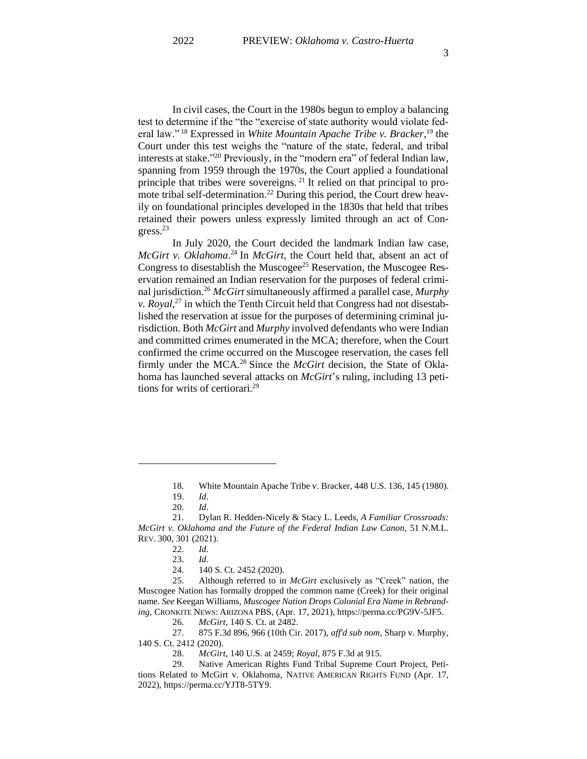In civil cases, the Court in the 1980s begun to employ a balancing test to determine if the "the "exercise of state authority would violate federal law."[18] Expressed in *White Mountain Apache Tribe v. Bracker*,[19] the Court under this test weighs the "nature of the state, federal, and tribal interests at stake."[20] Previously, in the "modern era" of federal Indian law, spanning from 1959 through the 1970s, the Court applied a foundational principle that tribes were sovereigns.[21] It relied on that principal to promote tribal self-determination.[22] During this period, the Court drew heavily on foundational principles developed in the 1830s that held that tribes retained their powers unless expressly limited through an act of Congress.[23]

In July 2020, the Court decided the landmark Indian law case, *McGirt v. Oklahoma*.[24] In *McGirt*, the Court held that, absent an act of Congress to disestablish the Muscogee[25] Reservation, the Muscogee Reservation remained an Indian reservation for the purposes of federal criminal jurisdiction.[26] *McGirt* simultaneously affirmed a parallel case, *Murphy v. Royal*,[27] in which the Tenth Circuit held that Congress had not disestablished the reservation at issue for the purposes of determining criminal jurisdiction. Both *McGirt* and *Murphy* involved defendants who were Indian and committed crimes enumerated in the MCA; therefore, when the Court confirmed the crime occurred on the Muscogee reservation, the cases fell firmly under the MCA.[28] Since the *McGirt* decision, the State of Oklahoma has launched several attacks on *McGirt*'s ruling, including 13 petitions for writs of certiorari.[29]

---

18. White Mountain Apache Tribe v. Bracker, 448 U.S. 136, 145 (1980).
19. *Id*.
20. *Id*.
21. Dylan R. Hedden-Nicely & Stacy L. Leeds, *A Familiar Crossroads: McGirt v. Oklahoma and the Future of the Federal Indian Law Canon*, 51 N.M.L. REV. 300, 301 (2021).
22. *Id*.
23. *Id*.
24. 140 S. Ct. 2452 (2020).
25. Although referred to in *McGirt* exclusively as "Creek" nation, the Muscogee Nation has formally dropped the common name (Creek) for their original name. *See* Keegan Williams, *Muscogee Nation Drops Colonial Era Name in Rebranding*, CRONKITE NEWS: ARIZONA PBS, (Apr. 17, 2021), https://perma.cc/PG9V-5JF5.
26. *McGirt*, 140 S. Ct. at 2482.
27. 875 F.3d 896, 966 (10th Cir. 2017), *aff'd sub nom,* Sharp v. Murphy, 140 S. Ct. 2412 (2020).
28. *McGirt*, 140 U.S. at 2459; *Royal*, 875 F.3d at 915.
29. Native American Rights Fund Tribal Supreme Court Project, Petitions Related to McGirt v. Oklahoma, NATIVE AMERICAN RIGHTS FUND (Apr. 17, 2022), https://perma.cc/YJT8-5TY9.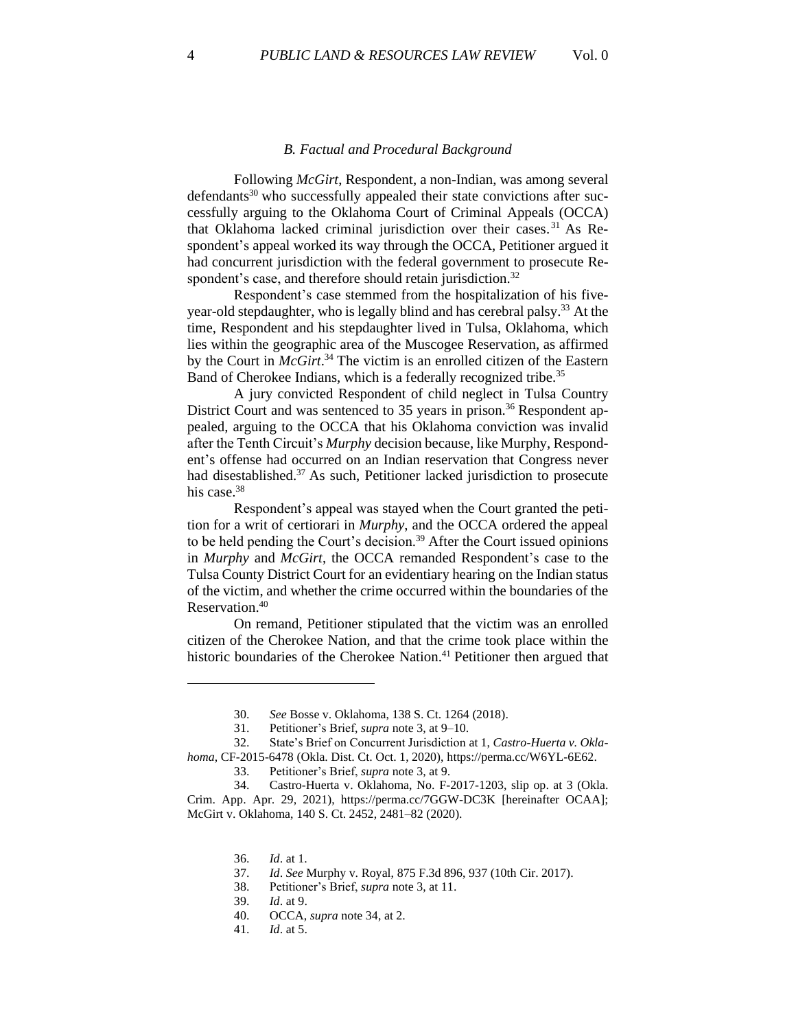### *B. Factual and Procedural Background*

Following *McGirt*, Respondent, a non-Indian, was among several defendants[30] who successfully appealed their state convictions after successfully arguing to the Oklahoma Court of Criminal Appeals (OCCA) that Oklahoma lacked criminal jurisdiction over their cases.[31] As Respondent's appeal worked its way through the OCCA, Petitioner argued it had concurrent jurisdiction with the federal government to prosecute Respondent's case, and therefore should retain jurisdiction.[32]

Respondent's case stemmed from the hospitalization of his five-year-old stepdaughter, who is legally blind and has cerebral palsy.[33] At the time, Respondent and his stepdaughter lived in Tulsa, Oklahoma, which lies within the geographic area of the Muscogee Reservation, as affirmed by the Court in *McGirt*.[34] The victim is an enrolled citizen of the Eastern Band of Cherokee Indians, which is a federally recognized tribe.[35]

A jury convicted Respondent of child neglect in Tulsa Country District Court and was sentenced to 35 years in prison.[36] Respondent appealed, arguing to the OCCA that his Oklahoma conviction was invalid after the Tenth Circuit's *Murphy* decision because, like Murphy, Respondent's offense had occurred on an Indian reservation that Congress never had disestablished.[37] As such, Petitioner lacked jurisdiction to prosecute his case.[38]

Respondent's appeal was stayed when the Court granted the petition for a writ of certiorari in *Murphy*, and the OCCA ordered the appeal to be held pending the Court's decision.[39] After the Court issued opinions in *Murphy* and *McGirt*, the OCCA remanded Respondent's case to the Tulsa County District Court for an evidentiary hearing on the Indian status of the victim, and whether the crime occurred within the boundaries of the Reservation.[40]

On remand, Petitioner stipulated that the victim was an enrolled citizen of the Cherokee Nation, and that the crime took place within the historic boundaries of the Cherokee Nation.[41] Petitioner then argued that

---

30. *See* Bosse v. Oklahoma, 138 S. Ct. 1264 (2018).

31. Petitioner's Brief, *supra* note 3, at 9–10.

32. State's Brief on Concurrent Jurisdiction at 1, *Castro-Huerta v. Oklahoma*, CF-2015-6478 (Okla. Dist. Ct. Oct. 1, 2020), https://perma.cc/W6YL-6E62.

33. Petitioner's Brief, *supra* note 3, at 9.

34. Castro-Huerta v. Oklahoma, No. F-2017-1203, slip op. at 3 (Okla. Crim. App. Apr. 29, 2021), https://perma.cc/7GGW-DC3K [hereinafter OCAA]; McGirt v. Oklahoma, 140 S. Ct. 2452, 2481–82 (2020).

36. *Id*. at 1.

37. *Id*. *See* Murphy v. Royal, 875 F.3d 896, 937 (10th Cir. 2017).

38. Petitioner's Brief, *supra* note 3, at 11.

39. *Id*. at 9.

40. OCCA, *supra* note 34, at 2.

41. *Id*. at 5.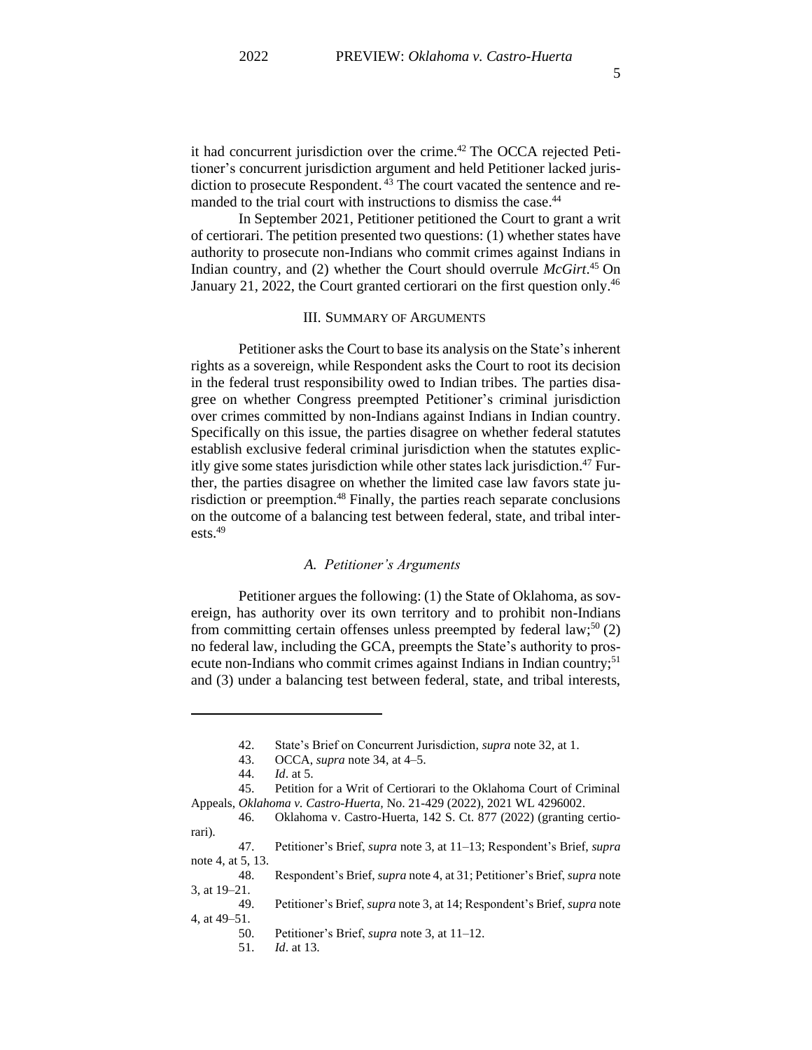it had concurrent jurisdiction over the crime.[42] The OCCA rejected Petitioner's concurrent jurisdiction argument and held Petitioner lacked jurisdiction to prosecute Respondent.[43] The court vacated the sentence and remanded to the trial court with instructions to dismiss the case.[44]

In September 2021, Petitioner petitioned the Court to grant a writ of certiorari. The petition presented two questions: (1) whether states have authority to prosecute non-Indians who commit crimes against Indians in Indian country, and (2) whether the Court should overrule *McGirt*.[45] On January 21, 2022, the Court granted certiorari on the first question only.[46]

## III. Summary of Arguments

Petitioner asks the Court to base its analysis on the State's inherent rights as a sovereign, while Respondent asks the Court to root its decision in the federal trust responsibility owed to Indian tribes. The parties disagree on whether Congress preempted Petitioner's criminal jurisdiction over crimes committed by non-Indians against Indians in Indian country. Specifically on this issue, the parties disagree on whether federal statutes establish exclusive federal criminal jurisdiction when the statutes explicitly give some states jurisdiction while other states lack jurisdiction.[47] Further, the parties disagree on whether the limited case law favors state jurisdiction or preemption.[48] Finally, the parties reach separate conclusions on the outcome of a balancing test between federal, state, and tribal interests.[49]

### *A. Petitioner's Arguments*

Petitioner argues the following: (1) the State of Oklahoma, as sovereign, has authority over its own territory and to prohibit non-Indians from committing certain offenses unless preempted by federal law;[50] (2) no federal law, including the GCA, preempts the State's authority to prosecute non-Indians who commit crimes against Indians in Indian country;[51] and (3) under a balancing test between federal, state, and tribal interests,

---

42. State's Brief on Concurrent Jurisdiction, *supra* note 32, at 1.

43. OCCA, *supra* note 34, at 4–5.

44. *Id*. at 5.

45. Petition for a Writ of Certiorari to the Oklahoma Court of Criminal Appeals, *Oklahoma v. Castro-Huerta*, No. 21-429 (2022), 2021 WL 4296002.

46. Oklahoma v. Castro-Huerta, 142 S. Ct. 877 (2022) (granting certiorari).

47. Petitioner's Brief, *supra* note 3, at 11–13; Respondent's Brief, *supra* note 4, at 5, 13.

48. Respondent's Brief, *supra* note 4, at 31; Petitioner's Brief, *supra* note 3, at 19–21.

49. Petitioner's Brief, *supra* note 3, at 14; Respondent's Brief, *supra* note 4, at 49–51.

50. Petitioner's Brief, *supra* note 3, at 11–12.

51. *Id*. at 13.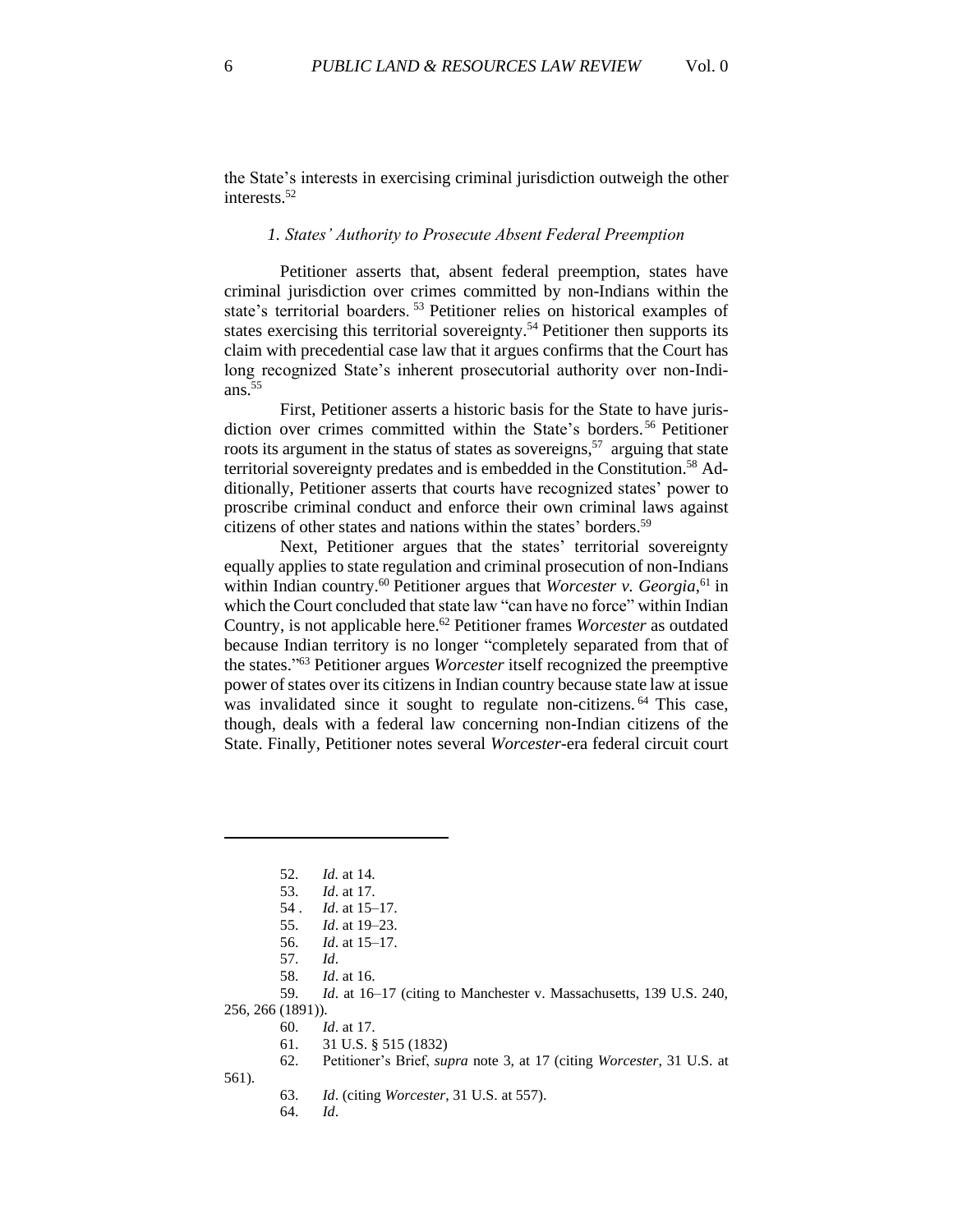the State's interests in exercising criminal jurisdiction outweigh the other interests.[52]

### *1. States' Authority to Prosecute Absent Federal Preemption*

Petitioner asserts that, absent federal preemption, states have criminal jurisdiction over crimes committed by non-Indians within the state's territorial boarders.[53] Petitioner relies on historical examples of states exercising this territorial sovereignty.[54] Petitioner then supports its claim with precedential case law that it argues confirms that the Court has long recognized State's inherent prosecutorial authority over non-Indians.[55]

First, Petitioner asserts a historic basis for the State to have jurisdiction over crimes committed within the State's borders.[56] Petitioner roots its argument in the status of states as sovereigns,[57] arguing that state territorial sovereignty predates and is embedded in the Constitution.[58] Additionally, Petitioner asserts that courts have recognized states' power to proscribe criminal conduct and enforce their own criminal laws against citizens of other states and nations within the states' borders.[59]

Next, Petitioner argues that the states' territorial sovereignty equally applies to state regulation and criminal prosecution of non-Indians within Indian country.[60] Petitioner argues that *Worcester v. Georgia*,[61] in which the Court concluded that state law "can have no force" within Indian Country, is not applicable here.[62] Petitioner frames *Worcester* as outdated because Indian territory is no longer "completely separated from that of the states."[63] Petitioner argues *Worcester* itself recognized the preemptive power of states over its citizens in Indian country because state law at issue was invalidated since it sought to regulate non-citizens.[64] This case, though, deals with a federal law concerning non-Indian citizens of the State. Finally, Petitioner notes several *Worcester*-era federal circuit court

---

52. *Id.* at 14.
53. *Id*. at 17.
54 . *Id*. at 15–17.
55. *Id*. at 19–23.
56. *Id*. at 15–17.
57. *Id*.
58. *Id*. at 16.
59. *Id*. at 16–17 (citing to Manchester v. Massachusetts, 139 U.S. 240, 256, 266 (1891)).
60. *Id*. at 17.
61. 31 U.S. § 515 (1832)
62. Petitioner's Brief, *supra* note 3, at 17 (citing *Worcester*, 31 U.S. at 561).
63. *Id*. (citing *Worcester*, 31 U.S. at 557).
64. *Id*.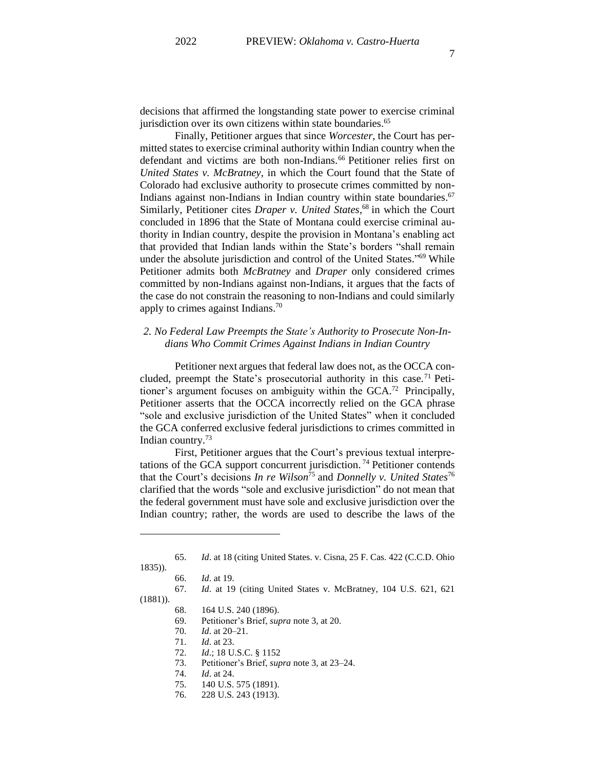decisions that affirmed the longstanding state power to exercise criminal jurisdiction over its own citizens within state boundaries.[65]

Finally, Petitioner argues that since *Worcester*, the Court has permitted states to exercise criminal authority within Indian country when the defendant and victims are both non-Indians.[66] Petitioner relies first on *United States v. McBratney*, in which the Court found that the State of Colorado had exclusive authority to prosecute crimes committed by non-Indians against non-Indians in Indian country within state boundaries.[67] Similarly, Petitioner cites *Draper v. United States*,[68] in which the Court concluded in 1896 that the State of Montana could exercise criminal authority in Indian country, despite the provision in Montana's enabling act that provided that Indian lands within the State's borders "shall remain under the absolute jurisdiction and control of the United States."[69] While Petitioner admits both *McBratney* and *Draper* only considered crimes committed by non-Indians against non-Indians, it argues that the facts of the case do not constrain the reasoning to non-Indians and could similarly apply to crimes against Indians.[70]

### *2. No Federal Law Preempts the State's Authority to Prosecute Non-Indians Who Commit Crimes Against Indians in Indian Country*

Petitioner next argues that federal law does not, as the OCCA concluded, preempt the State's prosecutorial authority in this case.[71] Petitioner's argument focuses on ambiguity within the GCA.[72] Principally, Petitioner asserts that the OCCA incorrectly relied on the GCA phrase "sole and exclusive jurisdiction of the United States" when it concluded the GCA conferred exclusive federal jurisdictions to crimes committed in Indian country.[73]

First, Petitioner argues that the Court's previous textual interpretations of the GCA support concurrent jurisdiction.[74] Petitioner contends that the Court's decisions *In re Wilson*[75] and *Donnelly v. United States*[76] clarified that the words "sole and exclusive jurisdiction" do not mean that the federal government must have sole and exclusive jurisdiction over the Indian country; rather, the words are used to describe the laws of the

---

65. *Id*. at 18 (citing United States. v. Cisna, 25 F. Cas. 422 (C.C.D. Ohio 1835)).
66. *Id*. at 19.
67. *Id*. at 19 (citing United States v. McBratney, 104 U.S. 621, 621 (1881)).
68. 164 U.S. 240 (1896).
69. Petitioner's Brief, *supra* note 3, at 20.
70. *Id*. at 20–21.
71. *Id*. at 23.
72. *Id*.; 18 U.S.C. § 1152
73. Petitioner's Brief, *supra* note 3, at 23–24.
74. *Id*. at 24.
75. 140 U.S. 575 (1891).
76. 228 U.S. 243 (1913).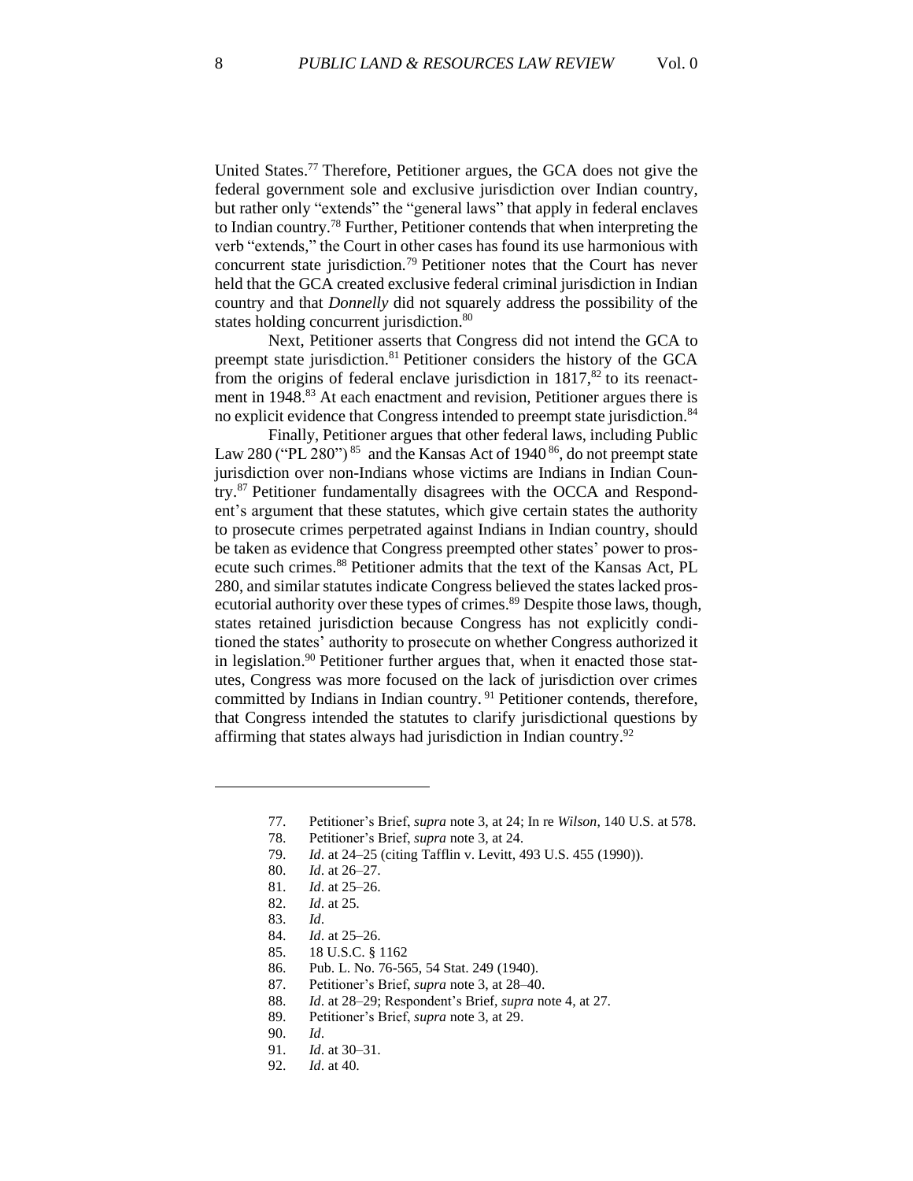United States.[77] Therefore, Petitioner argues, the GCA does not give the federal government sole and exclusive jurisdiction over Indian country, but rather only "extends" the "general laws" that apply in federal enclaves to Indian country.[78] Further, Petitioner contends that when interpreting the verb "extends," the Court in other cases has found its use harmonious with concurrent state jurisdiction.[79] Petitioner notes that the Court has never held that the GCA created exclusive federal criminal jurisdiction in Indian country and that *Donnelly* did not squarely address the possibility of the states holding concurrent jurisdiction.[80]

Next, Petitioner asserts that Congress did not intend the GCA to preempt state jurisdiction.[81] Petitioner considers the history of the GCA from the origins of federal enclave jurisdiction in 1817,[82] to its reenactment in 1948.[83] At each enactment and revision, Petitioner argues there is no explicit evidence that Congress intended to preempt state jurisdiction.[84]

Finally, Petitioner argues that other federal laws, including Public Law 280 ("PL 280")[85] and the Kansas Act of 1940[86], do not preempt state jurisdiction over non-Indians whose victims are Indians in Indian Country.[87] Petitioner fundamentally disagrees with the OCCA and Respondent's argument that these statutes, which give certain states the authority to prosecute crimes perpetrated against Indians in Indian country, should be taken as evidence that Congress preempted other states' power to prosecute such crimes.[88] Petitioner admits that the text of the Kansas Act, PL 280, and similar statutes indicate Congress believed the states lacked prosecutorial authority over these types of crimes.[89] Despite those laws, though, states retained jurisdiction because Congress has not explicitly conditioned the states' authority to prosecute on whether Congress authorized it in legislation.[90] Petitioner further argues that, when it enacted those statutes, Congress was more focused on the lack of jurisdiction over crimes committed by Indians in Indian country.[91] Petitioner contends, therefore, that Congress intended the statutes to clarify jurisdictional questions by affirming that states always had jurisdiction in Indian country.[92]

---

77. Petitioner's Brief, *supra* note 3, at 24; In re *Wilson*, 140 U.S. at 578.
78. Petitioner's Brief, *supra* note 3, at 24.
79. *Id*. at 24–25 (citing Tafflin v. Levitt, 493 U.S. 455 (1990)).
80. *Id*. at 26–27.
81. *Id*. at 25–26.
82. *Id*. at 25.
83. *Id*.
84. *Id*. at 25–26.
85. 18 U.S.C. § 1162
86. Pub. L. No. 76-565, 54 Stat. 249 (1940).
87. Petitioner's Brief, *supra* note 3, at 28–40.
88. *Id*. at 28–29; Respondent's Brief, *supra* note 4, at 27.
89. Petitioner's Brief, *supra* note 3, at 29.
90. *Id*.
91. *Id*. at 30–31.
92. *Id*. at 40.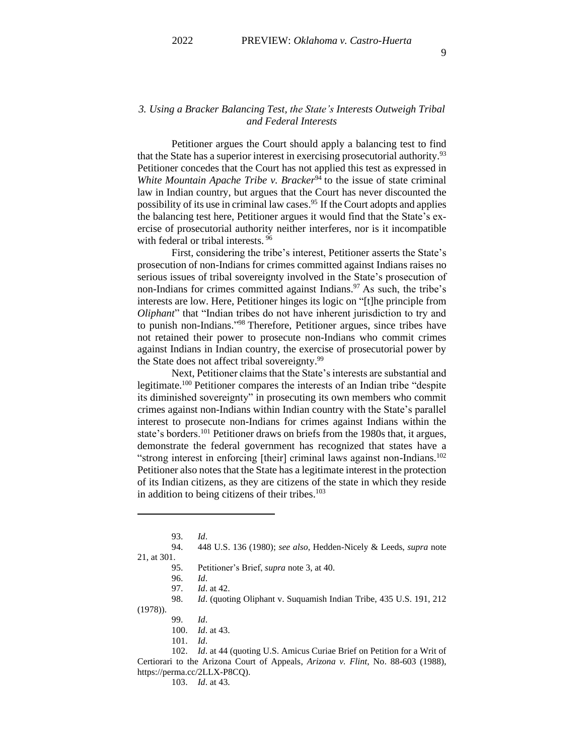### *3. Using a Bracker Balancing Test, the State's Interests Outweigh Tribal and Federal Interests*

Petitioner argues the Court should apply a balancing test to find that the State has a superior interest in exercising prosecutorial authority.[93] Petitioner concedes that the Court has not applied this test as expressed in *White Mountain Apache Tribe v. Bracker*[94] to the issue of state criminal law in Indian country, but argues that the Court has never discounted the possibility of its use in criminal law cases.[95] If the Court adopts and applies the balancing test here, Petitioner argues it would find that the State's exercise of prosecutorial authority neither interferes, nor is it incompatible with federal or tribal interests. [96]

First, considering the tribe's interest, Petitioner asserts the State's prosecution of non-Indians for crimes committed against Indians raises no serious issues of tribal sovereignty involved in the State's prosecution of non-Indians for crimes committed against Indians.[97] As such, the tribe's interests are low. Here, Petitioner hinges its logic on "[t]he principle from *Oliphant*" that "Indian tribes do not have inherent jurisdiction to try and to punish non-Indians."[98] Therefore, Petitioner argues, since tribes have not retained their power to prosecute non-Indians who commit crimes against Indians in Indian country, the exercise of prosecutorial power by the State does not affect tribal sovereignty.[99]

Next, Petitioner claims that the State's interests are substantial and legitimate.[100] Petitioner compares the interests of an Indian tribe "despite its diminished sovereignty" in prosecuting its own members who commit crimes against non-Indians within Indian country with the State's parallel interest to prosecute non-Indians for crimes against Indians within the state's borders.[101] Petitioner draws on briefs from the 1980s that, it argues, demonstrate the federal government has recognized that states have a "strong interest in enforcing [their] criminal laws against non-Indians.[102] Petitioner also notes that the State has a legitimate interest in the protection of its Indian citizens, as they are citizens of the state in which they reside in addition to being citizens of their tribes.[103]

---

93. *Id*.
94. 448 U.S. 136 (1980); *see also*, Hedden-Nicely & Leeds, *supra* note 21, at 301.
95. Petitioner's Brief, *supra* note 3, at 40.
96. *Id*.
97. *Id*. at 42.
98. *Id*. (quoting Oliphant v. Suquamish Indian Tribe, 435 U.S. 191, 212 (1978)).
99. *Id*.
100. *Id*. at 43.
101. *Id*.
102. *Id*. at 44 (quoting U.S. Amicus Curiae Brief on Petition for a Writ of Certiorari to the Arizona Court of Appeals, *Arizona v. Flint*, No. 88-603 (1988), https://perma.cc/2LLX-P8CQ).
103. *Id*. at 43.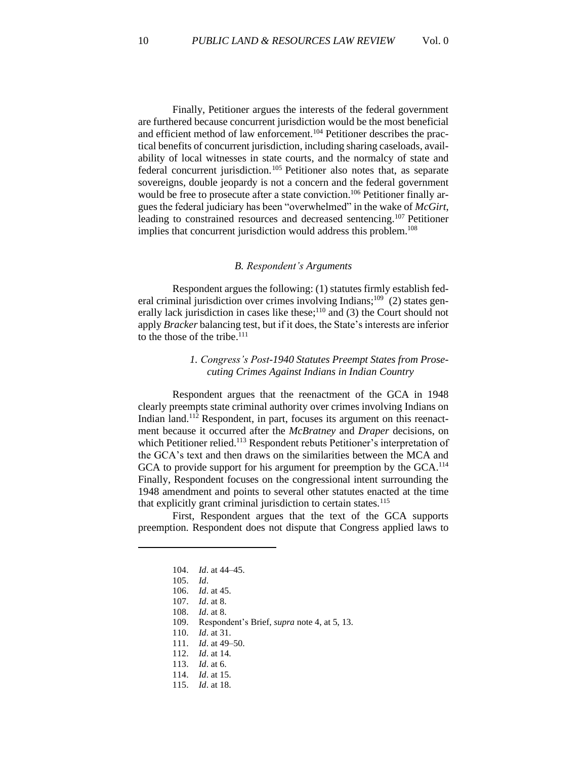Finally, Petitioner argues the interests of the federal government are furthered because concurrent jurisdiction would be the most beneficial and efficient method of law enforcement.[104] Petitioner describes the practical benefits of concurrent jurisdiction, including sharing caseloads, availability of local witnesses in state courts, and the normalcy of state and federal concurrent jurisdiction.[105] Petitioner also notes that, as separate sovereigns, double jeopardy is not a concern and the federal government would be free to prosecute after a state conviction.[106] Petitioner finally argues the federal judiciary has been "overwhelmed" in the wake of *McGirt*, leading to constrained resources and decreased sentencing.[107] Petitioner implies that concurrent jurisdiction would address this problem.[108]

### *B. Respondent's Arguments*

Respondent argues the following: (1) statutes firmly establish federal criminal jurisdiction over crimes involving Indians;[109] (2) states generally lack jurisdiction in cases like these;[110] and (3) the Court should not apply *Bracker* balancing test, but if it does, the State's interests are inferior to the those of the tribe.[111]

#### *1. Congress's Post-1940 Statutes Preempt States from Prosecuting Crimes Against Indians in Indian Country*

Respondent argues that the reenactment of the GCA in 1948 clearly preempts state criminal authority over crimes involving Indians on Indian land.[112] Respondent, in part, focuses its argument on this reenactment because it occurred after the *McBratney* and *Draper* decisions, on which Petitioner relied.[113] Respondent rebuts Petitioner's interpretation of the GCA's text and then draws on the similarities between the MCA and GCA to provide support for his argument for preemption by the GCA.[114] Finally, Respondent focuses on the congressional intent surrounding the 1948 amendment and points to several other statutes enacted at the time that explicitly grant criminal jurisdiction to certain states.[115]

First, Respondent argues that the text of the GCA supports preemption. Respondent does not dispute that Congress applied laws to

---

104. *Id*. at 44–45.
105. *Id*.
106. *Id*. at 45.
107. *Id*. at 8.
108. *Id*. at 8.
109. Respondent's Brief, *supra* note 4, at 5, 13.
110. *Id*. at 31.
111. *Id*. at 49–50.
112. *Id*. at 14.
113. *Id*. at 6.
114. *Id*. at 15.
115. *Id*. at 18.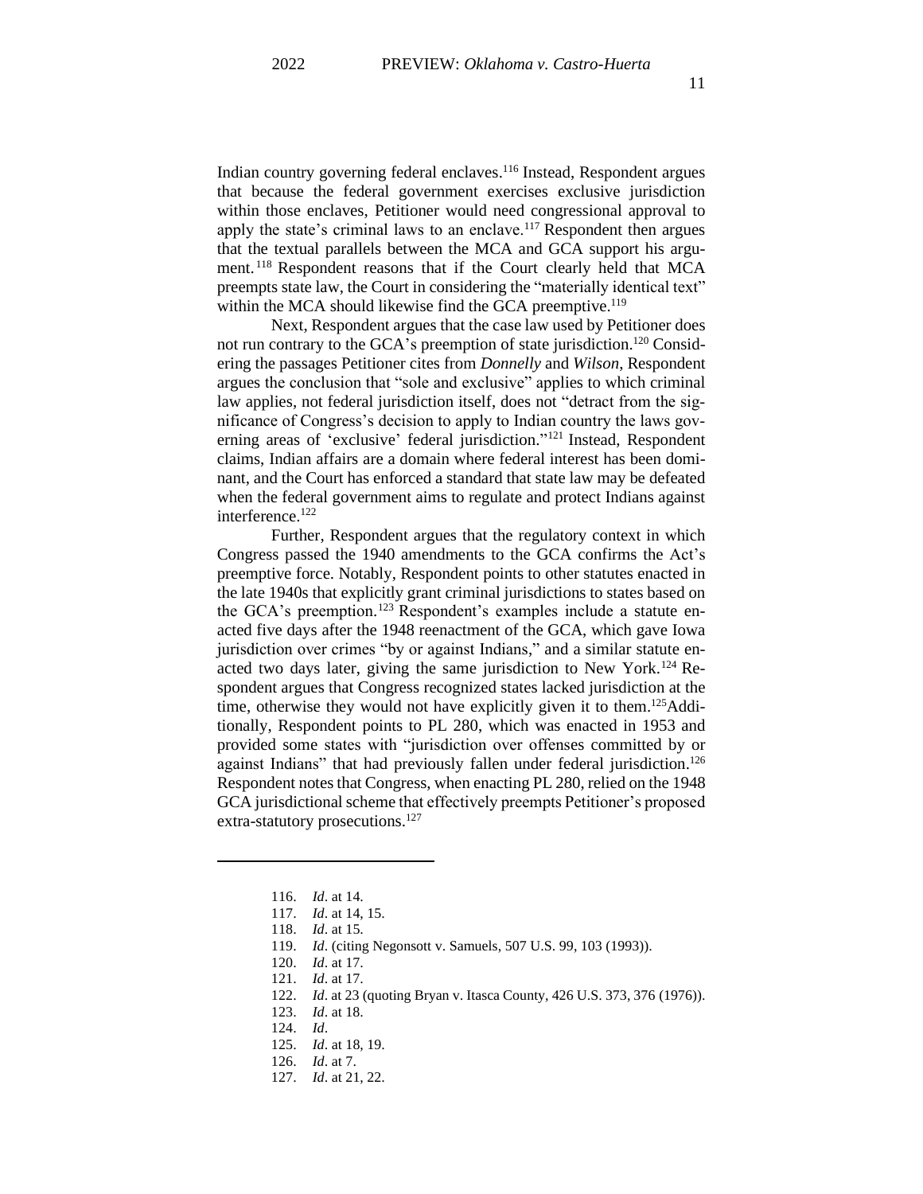Indian country governing federal enclaves.[116] Instead, Respondent argues that because the federal government exercises exclusive jurisdiction within those enclaves, Petitioner would need congressional approval to apply the state's criminal laws to an enclave.[117] Respondent then argues that the textual parallels between the MCA and GCA support his argument.[118] Respondent reasons that if the Court clearly held that MCA preempts state law, the Court in considering the "materially identical text" within the MCA should likewise find the GCA preemptive.[119]

Next, Respondent argues that the case law used by Petitioner does not run contrary to the GCA's preemption of state jurisdiction.[120] Considering the passages Petitioner cites from *Donnelly* and *Wilson*, Respondent argues the conclusion that "sole and exclusive" applies to which criminal law applies, not federal jurisdiction itself, does not "detract from the significance of Congress's decision to apply to Indian country the laws governing areas of 'exclusive' federal jurisdiction."[121] Instead, Respondent claims, Indian affairs are a domain where federal interest has been dominant, and the Court has enforced a standard that state law may be defeated when the federal government aims to regulate and protect Indians against interference.[122]

Further, Respondent argues that the regulatory context in which Congress passed the 1940 amendments to the GCA confirms the Act's preemptive force. Notably, Respondent points to other statutes enacted in the late 1940s that explicitly grant criminal jurisdictions to states based on the GCA's preemption.[123] Respondent's examples include a statute enacted five days after the 1948 reenactment of the GCA, which gave Iowa jurisdiction over crimes "by or against Indians," and a similar statute enacted two days later, giving the same jurisdiction to New York.[124] Respondent argues that Congress recognized states lacked jurisdiction at the time, otherwise they would not have explicitly given it to them.[125] Additionally, Respondent points to PL 280, which was enacted in 1953 and provided some states with "jurisdiction over offenses committed by or against Indians" that had previously fallen under federal jurisdiction.[126] Respondent notes that Congress, when enacting PL 280, relied on the 1948 GCA jurisdictional scheme that effectively preempts Petitioner's proposed extra-statutory prosecutions.[127]

---

116. *Id*. at 14.
117. *Id*. at 14, 15.
118. *Id*. at 15.
119. *Id*. (citing Negonsott v. Samuels, 507 U.S. 99, 103 (1993)).
120. *Id*. at 17.
121. *Id*. at 17.
122. *Id*. at 23 (quoting Bryan v. Itasca County, 426 U.S. 373, 376 (1976)).
123. *Id*. at 18.
124. *Id*.
125. *Id*. at 18, 19.
126. *Id*. at 7.
127. *Id*. at 21, 22.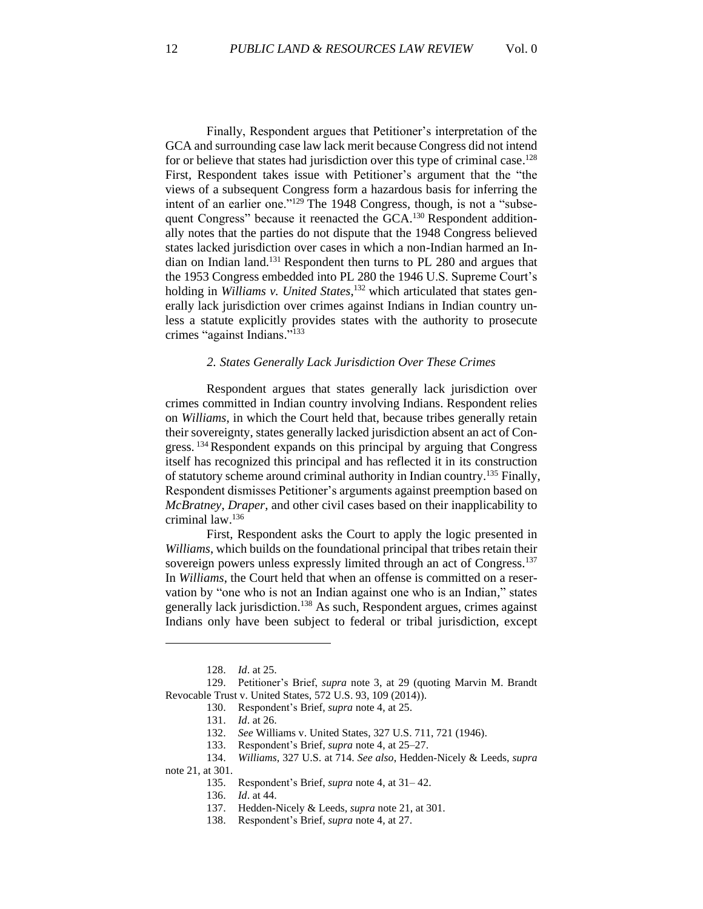Finally, Respondent argues that Petitioner's interpretation of the GCA and surrounding case law lack merit because Congress did not intend for or believe that states had jurisdiction over this type of criminal case.[128] First, Respondent takes issue with Petitioner's argument that the "the views of a subsequent Congress form a hazardous basis for inferring the intent of an earlier one."[129] The 1948 Congress, though, is not a "subsequent Congress" because it reenacted the GCA.[130] Respondent additionally notes that the parties do not dispute that the 1948 Congress believed states lacked jurisdiction over cases in which a non-Indian harmed an Indian on Indian land.[131] Respondent then turns to PL 280 and argues that the 1953 Congress embedded into PL 280 the 1946 U.S. Supreme Court's holding in *Williams v. United States*,[132] which articulated that states generally lack jurisdiction over crimes against Indians in Indian country unless a statute explicitly provides states with the authority to prosecute crimes "against Indians."[133]

### *2. States Generally Lack Jurisdiction Over These Crimes*

Respondent argues that states generally lack jurisdiction over crimes committed in Indian country involving Indians. Respondent relies on *Williams*, in which the Court held that, because tribes generally retain their sovereignty, states generally lacked jurisdiction absent an act of Congress.[134] Respondent expands on this principal by arguing that Congress itself has recognized this principal and has reflected it in its construction of statutory scheme around criminal authority in Indian country.[135] Finally, Respondent dismisses Petitioner's arguments against preemption based on *McBratney*, *Draper*, and other civil cases based on their inapplicability to criminal law.[136]

First, Respondent asks the Court to apply the logic presented in *Williams*, which builds on the foundational principal that tribes retain their sovereign powers unless expressly limited through an act of Congress.[137] In *Williams*, the Court held that when an offense is committed on a reservation by "one who is not an Indian against one who is an Indian," states generally lack jurisdiction.[138] As such, Respondent argues, crimes against Indians only have been subject to federal or tribal jurisdiction, except

---

128. *Id*. at 25.

129. Petitioner's Brief, *supra* note 3, at 29 (quoting Marvin M. Brandt Revocable Trust v. United States, 572 U.S. 93, 109 (2014)).

130. Respondent's Brief, *supra* note 4, at 25.

131. *Id*. at 26.

132. *See* Williams v. United States, 327 U.S. 711, 721 (1946).

133. Respondent's Brief, *supra* note 4, at 25–27.

134. *Williams*, 327 U.S. at 714. *See also*, Hedden-Nicely & Leeds, *supra* note 21, at 301.

135. Respondent's Brief, *supra* note 4, at 31– 42.

136. *Id*. at 44.

137. Hedden-Nicely & Leeds, *supra* note 21, at 301.

138. Respondent's Brief, *supra* note 4, at 27.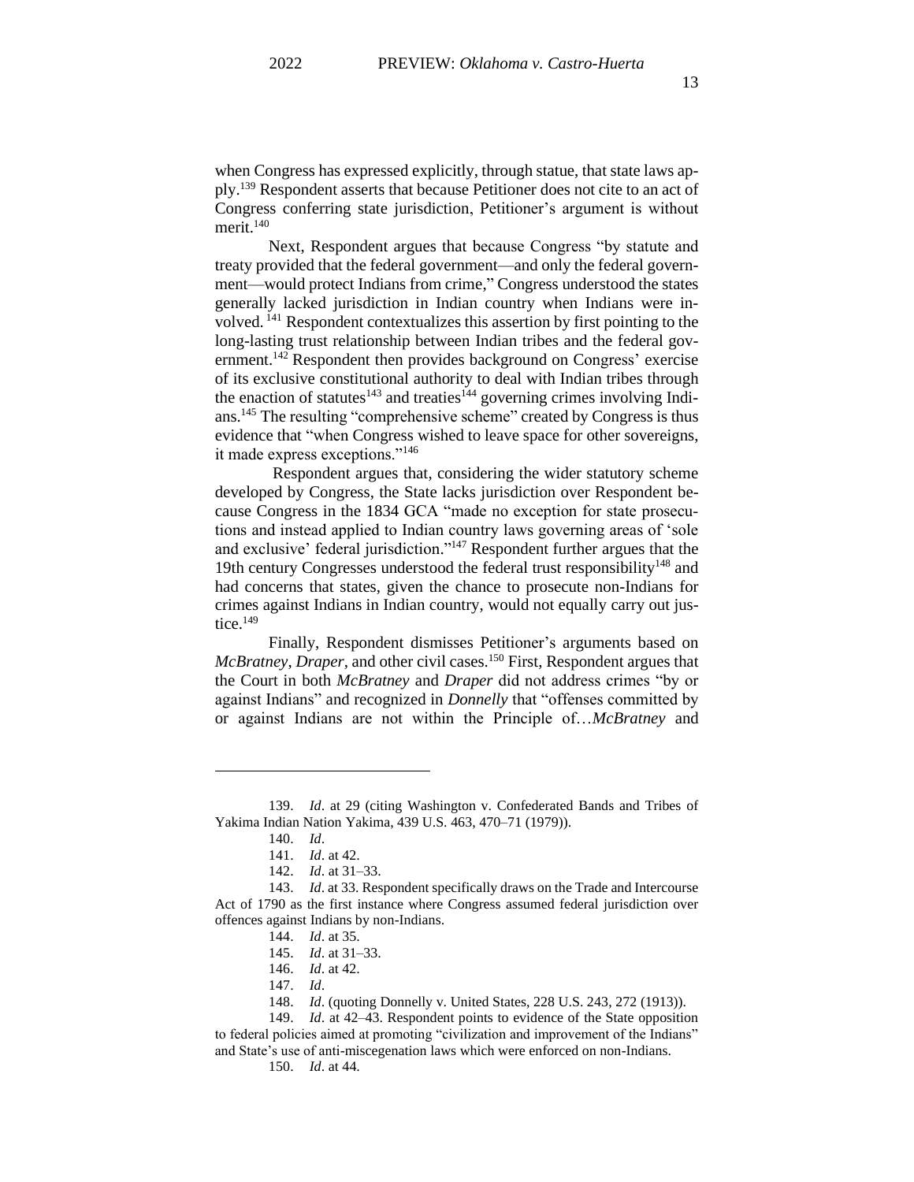when Congress has expressed explicitly, through statue, that state laws apply.[139] Respondent asserts that because Petitioner does not cite to an act of Congress conferring state jurisdiction, Petitioner's argument is without merit.[140]

Next, Respondent argues that because Congress "by statute and treaty provided that the federal government—and only the federal government—would protect Indians from crime," Congress understood the states generally lacked jurisdiction in Indian country when Indians were involved.[141] Respondent contextualizes this assertion by first pointing to the long-lasting trust relationship between Indian tribes and the federal government.[142] Respondent then provides background on Congress' exercise of its exclusive constitutional authority to deal with Indian tribes through the enaction of statutes[143] and treaties[144] governing crimes involving Indians.[145] The resulting "comprehensive scheme" created by Congress is thus evidence that "when Congress wished to leave space for other sovereigns, it made express exceptions."[146]

Respondent argues that, considering the wider statutory scheme developed by Congress, the State lacks jurisdiction over Respondent because Congress in the 1834 GCA "made no exception for state prosecutions and instead applied to Indian country laws governing areas of 'sole and exclusive' federal jurisdiction."[147] Respondent further argues that the 19th century Congresses understood the federal trust responsibility[148] and had concerns that states, given the chance to prosecute non-Indians for crimes against Indians in Indian country, would not equally carry out justice.[149]

Finally, Respondent dismisses Petitioner's arguments based on *McBratney*, *Draper*, and other civil cases.[150] First, Respondent argues that the Court in both *McBratney* and *Draper* did not address crimes "by or against Indians" and recognized in *Donnelly* that "offenses committed by or against Indians are not within the Principle of…*McBratney* and

---

139. *Id*. at 29 (citing Washington v. Confederated Bands and Tribes of Yakima Indian Nation Yakima, 439 U.S. 463, 470–71 (1979)).

140. *Id*.

141. *Id*. at 42.

142. *Id*. at 31–33.

143. *Id*. at 33. Respondent specifically draws on the Trade and Intercourse Act of 1790 as the first instance where Congress assumed federal jurisdiction over offences against Indians by non-Indians.

144. *Id*. at 35.

145. *Id*. at 31–33.

146. *Id*. at 42.

147. *Id*.

148. *Id*. (quoting Donnelly v. United States, 228 U.S. 243, 272 (1913)).

149. *Id*. at 42–43. Respondent points to evidence of the State opposition to federal policies aimed at promoting "civilization and improvement of the Indians" and State's use of anti-miscegenation laws which were enforced on non-Indians.

150. *Id*. at 44.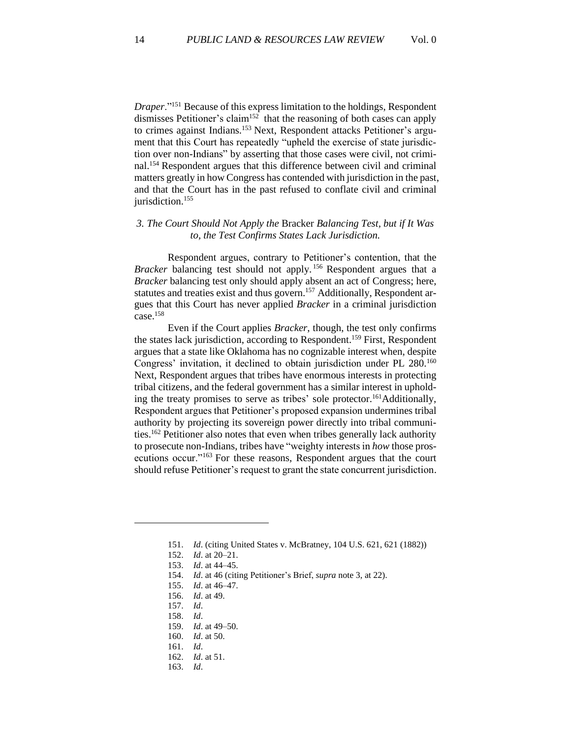*Draper*."[151] Because of this express limitation to the holdings, Respondent dismisses Petitioner's claim[152] that the reasoning of both cases can apply to crimes against Indians.[153] Next, Respondent attacks Petitioner's argument that this Court has repeatedly "upheld the exercise of state jurisdiction over non-Indians" by asserting that those cases were civil, not criminal.[154] Respondent argues that this difference between civil and criminal matters greatly in how Congress has contended with jurisdiction in the past, and that the Court has in the past refused to conflate civil and criminal jurisdiction.[155]

### *3. The Court Should Not Apply the* Bracker *Balancing Test, but if It Was to, the Test Confirms States Lack Jurisdiction.*

Respondent argues, contrary to Petitioner's contention, that the *Bracker* balancing test should not apply.[156] Respondent argues that a *Bracker* balancing test only should apply absent an act of Congress; here, statutes and treaties exist and thus govern.[157] Additionally, Respondent argues that this Court has never applied *Bracker* in a criminal jurisdiction case.[158]

Even if the Court applies *Bracker*, though, the test only confirms the states lack jurisdiction, according to Respondent.[159] First, Respondent argues that a state like Oklahoma has no cognizable interest when, despite Congress' invitation, it declined to obtain jurisdiction under PL 280.[160] Next, Respondent argues that tribes have enormous interests in protecting tribal citizens, and the federal government has a similar interest in upholding the treaty promises to serve as tribes' sole protector.[161] Additionally, Respondent argues that Petitioner's proposed expansion undermines tribal authority by projecting its sovereign power directly into tribal communities.[162] Petitioner also notes that even when tribes generally lack authority to prosecute non-Indians, tribes have "weighty interests in *how* those prosecutions occur."[163] For these reasons, Respondent argues that the court should refuse Petitioner's request to grant the state concurrent jurisdiction.

---

151. *Id*. (citing United States v. McBratney, 104 U.S. 621, 621 (1882))
152. *Id*. at 20–21.
153. *Id*. at 44–45.
154. *Id*. at 46 (citing Petitioner's Brief, *supra* note 3, at 22).
155. *Id*. at 46–47.
156. *Id*. at 49.
157. *Id*.
158. *Id*.
159. *Id*. at 49–50.
160. *Id*. at 50.
161. *Id*.
162. *Id*. at 51.
163. *Id*.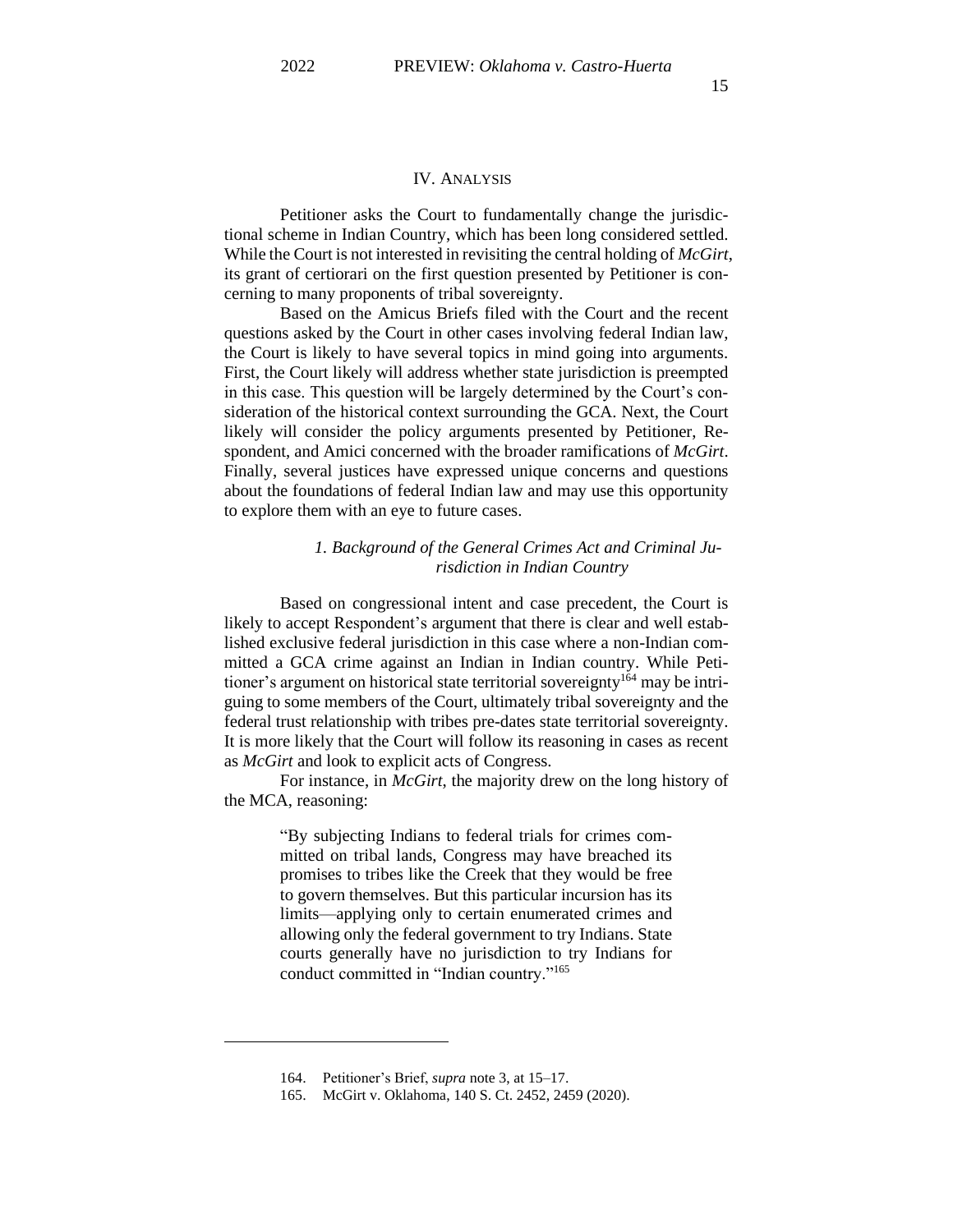## IV. ANALYSIS

Petitioner asks the Court to fundamentally change the jurisdictional scheme in Indian Country, which has been long considered settled. While the Court is not interested in revisiting the central holding of *McGirt*, its grant of certiorari on the first question presented by Petitioner is concerning to many proponents of tribal sovereignty.

Based on the Amicus Briefs filed with the Court and the recent questions asked by the Court in other cases involving federal Indian law, the Court is likely to have several topics in mind going into arguments. First, the Court likely will address whether state jurisdiction is preempted in this case. This question will be largely determined by the Court's consideration of the historical context surrounding the GCA. Next, the Court likely will consider the policy arguments presented by Petitioner, Respondent, and Amici concerned with the broader ramifications of *McGirt*. Finally, several justices have expressed unique concerns and questions about the foundations of federal Indian law and may use this opportunity to explore them with an eye to future cases.

### *1. Background of the General Crimes Act and Criminal Jurisdiction in Indian Country*

Based on congressional intent and case precedent, the Court is likely to accept Respondent's argument that there is clear and well established exclusive federal jurisdiction in this case where a non-Indian committed a GCA crime against an Indian in Indian country. While Petitioner's argument on historical state territorial sovereignty[164] may be intriguing to some members of the Court, ultimately tribal sovereignty and the federal trust relationship with tribes pre-dates state territorial sovereignty. It is more likely that the Court will follow its reasoning in cases as recent as *McGirt* and look to explicit acts of Congress.

For instance, in *McGirt*, the majority drew on the long history of the MCA, reasoning:

> "By subjecting Indians to federal trials for crimes committed on tribal lands, Congress may have breached its promises to tribes like the Creek that they would be free to govern themselves. But this particular incursion has its limits—applying only to certain enumerated crimes and allowing only the federal government to try Indians. State courts generally have no jurisdiction to try Indians for conduct committed in "Indian country."[165]

---

164. Petitioner's Brief, *supra* note 3, at 15–17.

165. McGirt v. Oklahoma, 140 S. Ct. 2452, 2459 (2020).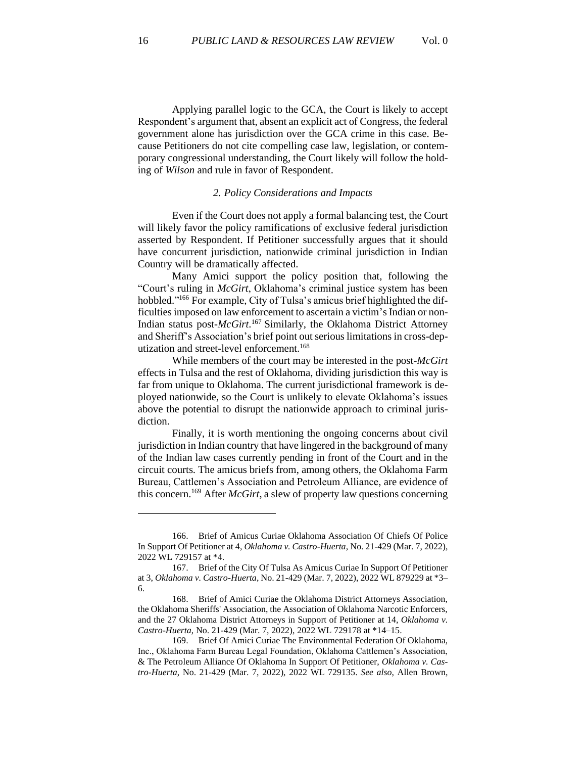Applying parallel logic to the GCA, the Court is likely to accept Respondent's argument that, absent an explicit act of Congress, the federal government alone has jurisdiction over the GCA crime in this case. Because Petitioners do not cite compelling case law, legislation, or contemporary congressional understanding, the Court likely will follow the holding of *Wilson* and rule in favor of Respondent.

### *2. Policy Considerations and Impacts*

Even if the Court does not apply a formal balancing test, the Court will likely favor the policy ramifications of exclusive federal jurisdiction asserted by Respondent. If Petitioner successfully argues that it should have concurrent jurisdiction, nationwide criminal jurisdiction in Indian Country will be dramatically affected.

Many Amici support the policy position that, following the "Court's ruling in *McGirt*, Oklahoma's criminal justice system has been hobbled."[166] For example, City of Tulsa's amicus brief highlighted the difficulties imposed on law enforcement to ascertain a victim's Indian or non-Indian status post-*McGirt*.[167] Similarly, the Oklahoma District Attorney and Sheriff's Association's brief point out serious limitations in cross-deputization and street-level enforcement.[168]

While members of the court may be interested in the post-*McGirt* effects in Tulsa and the rest of Oklahoma, dividing jurisdiction this way is far from unique to Oklahoma. The current jurisdictional framework is deployed nationwide, so the Court is unlikely to elevate Oklahoma's issues above the potential to disrupt the nationwide approach to criminal jurisdiction.

Finally, it is worth mentioning the ongoing concerns about civil jurisdiction in Indian country that have lingered in the background of many of the Indian law cases currently pending in front of the Court and in the circuit courts. The amicus briefs from, among others, the Oklahoma Farm Bureau, Cattlemen's Association and Petroleum Alliance, are evidence of this concern.[169] After *McGirt*, a slew of property law questions concerning

---

166. Brief of Amicus Curiae Oklahoma Association Of Chiefs Of Police In Support Of Petitioner at 4, *Oklahoma v. Castro-Huerta*, No. 21-429 (Mar. 7, 2022), 2022 WL 729157 at *4.

167. Brief of the City Of Tulsa As Amicus Curiae In Support Of Petitioner at 3, *Oklahoma v. Castro-Huerta*, No. 21-429 (Mar. 7, 2022), 2022 WL 879229 at *3–6.

168. Brief of Amici Curiae the Oklahoma District Attorneys Association, the Oklahoma Sheriffs' Association, the Association of Oklahoma Narcotic Enforcers, and the 27 Oklahoma District Attorneys in Support of Petitioner at 14, *Oklahoma v. Castro-Huerta*, No. 21-429 (Mar. 7, 2022), 2022 WL 729178 at *14–15.

169. Brief Of Amici Curiae The Environmental Federation Of Oklahoma, Inc., Oklahoma Farm Bureau Legal Foundation, Oklahoma Cattlemen's Association, & The Petroleum Alliance Of Oklahoma In Support Of Petitioner, *Oklahoma v. Castro-Huerta*, No. 21-429 (Mar. 7, 2022), 2022 WL 729135. *See also*, Allen Brown,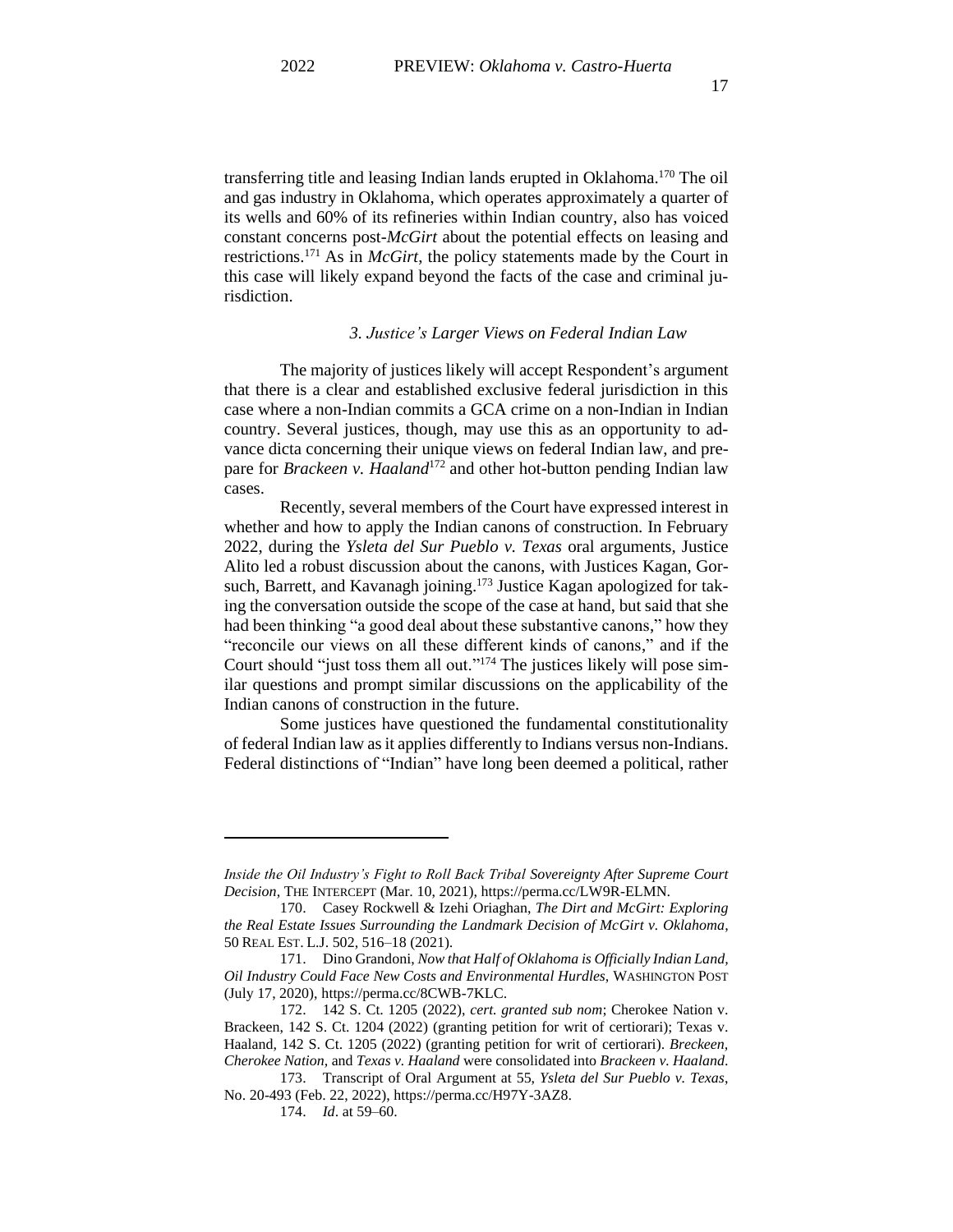transferring title and leasing Indian lands erupted in Oklahoma.[170] The oil and gas industry in Oklahoma, which operates approximately a quarter of its wells and 60% of its refineries within Indian country, also has voiced constant concerns post-*McGirt* about the potential effects on leasing and restrictions.[171] As in *McGirt*, the policy statements made by the Court in this case will likely expand beyond the facts of the case and criminal jurisdiction.

### *3. Justice's Larger Views on Federal Indian Law*

The majority of justices likely will accept Respondent's argument that there is a clear and established exclusive federal jurisdiction in this case where a non-Indian commits a GCA crime on a non-Indian in Indian country. Several justices, though, may use this as an opportunity to advance dicta concerning their unique views on federal Indian law, and prepare for *Brackeen v. Haaland*[172] and other hot-button pending Indian law cases.

Recently, several members of the Court have expressed interest in whether and how to apply the Indian canons of construction. In February 2022, during the *Ysleta del Sur Pueblo v. Texas* oral arguments, Justice Alito led a robust discussion about the canons, with Justices Kagan, Gorsuch, Barrett, and Kavanagh joining.[173] Justice Kagan apologized for taking the conversation outside the scope of the case at hand, but said that she had been thinking "a good deal about these substantive canons," how they "reconcile our views on all these different kinds of canons," and if the Court should "just toss them all out."[174] The justices likely will pose similar questions and prompt similar discussions on the applicability of the Indian canons of construction in the future.

Some justices have questioned the fundamental constitutionality of federal Indian law as it applies differently to Indians versus non-Indians. Federal distinctions of "Indian" have long been deemed a political, rather

---

*Inside the Oil Industry's Fight to Roll Back Tribal Sovereignty After Supreme Court Decision*, THE INTERCEPT (Mar. 10, 2021), https://perma.cc/LW9R-ELMN.

170. Casey Rockwell & Izehi Oriaghan, *The Dirt and McGirt: Exploring the Real Estate Issues Surrounding the Landmark Decision of McGirt v. Oklahoma*, 50 REAL EST. L.J. 502, 516–18 (2021).

171. Dino Grandoni, *Now that Half of Oklahoma is Officially Indian Land, Oil Industry Could Face New Costs and Environmental Hurdles*, WASHINGTON POST (July 17, 2020), https://perma.cc/8CWB-7KLC.

172. 142 S. Ct. 1205 (2022), *cert. granted sub nom*; Cherokee Nation v. Brackeen, 142 S. Ct. 1204 (2022) (granting petition for writ of certiorari); Texas v. Haaland, 142 S. Ct. 1205 (2022) (granting petition for writ of certiorari). *Breckeen*, *Cherokee Nation*, and *Texas v. Haaland* were consolidated into *Brackeen v. Haaland*.

173. Transcript of Oral Argument at 55, *Ysleta del Sur Pueblo v. Texas*, No. 20-493 (Feb. 22, 2022), https://perma.cc/H97Y-3AZ8.

174. *Id*. at 59–60.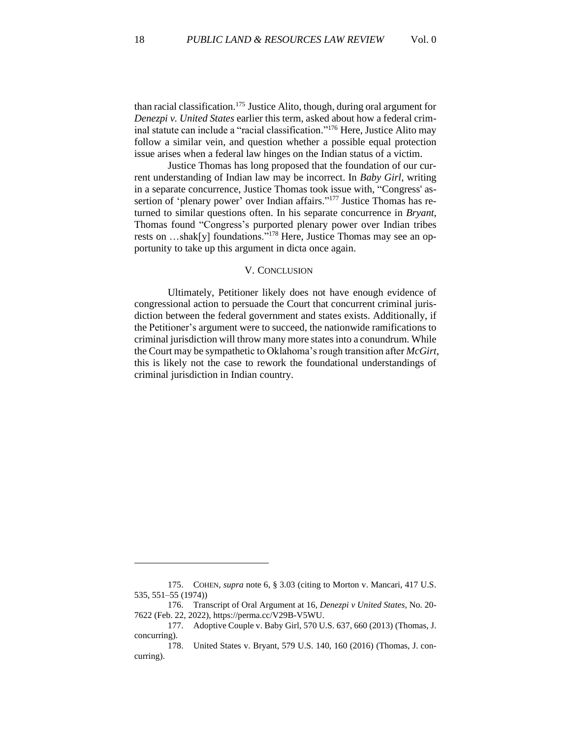than racial classification.[175] Justice Alito, though, during oral argument for *Denezpi v. United States* earlier this term, asked about how a federal criminal statute can include a "racial classification."[176] Here, Justice Alito may follow a similar vein, and question whether a possible equal protection issue arises when a federal law hinges on the Indian status of a victim.

Justice Thomas has long proposed that the foundation of our current understanding of Indian law may be incorrect. In *Baby Girl*, writing in a separate concurrence, Justice Thomas took issue with, "Congress' assertion of 'plenary power' over Indian affairs."[177] Justice Thomas has returned to similar questions often. In his separate concurrence in *Bryant*, Thomas found "Congress's purported plenary power over Indian tribes rests on …shak[y] foundations."[178] Here, Justice Thomas may see an opportunity to take up this argument in dicta once again.

## V. CONCLUSION

Ultimately, Petitioner likely does not have enough evidence of congressional action to persuade the Court that concurrent criminal jurisdiction between the federal government and states exists. Additionally, if the Petitioner's argument were to succeed, the nationwide ramifications to criminal jurisdiction will throw many more states into a conundrum. While the Court may be sympathetic to Oklahoma's rough transition after *McGirt*, this is likely not the case to rework the foundational understandings of criminal jurisdiction in Indian country.

---

175. COHEN, *supra* note 6, § 3.03 (citing to Morton v. Mancari, 417 U.S. 535, 551–55 (1974))

176. Transcript of Oral Argument at 16, *Denezpi v United States*, No. 20-7622 (Feb. 22, 2022), https://perma.cc/V29B-V5WU.

177. Adoptive Couple v. Baby Girl, 570 U.S. 637, 660 (2013) (Thomas, J. concurring).

178. United States v. Bryant, 579 U.S. 140, 160 (2016) (Thomas, J. concurring).